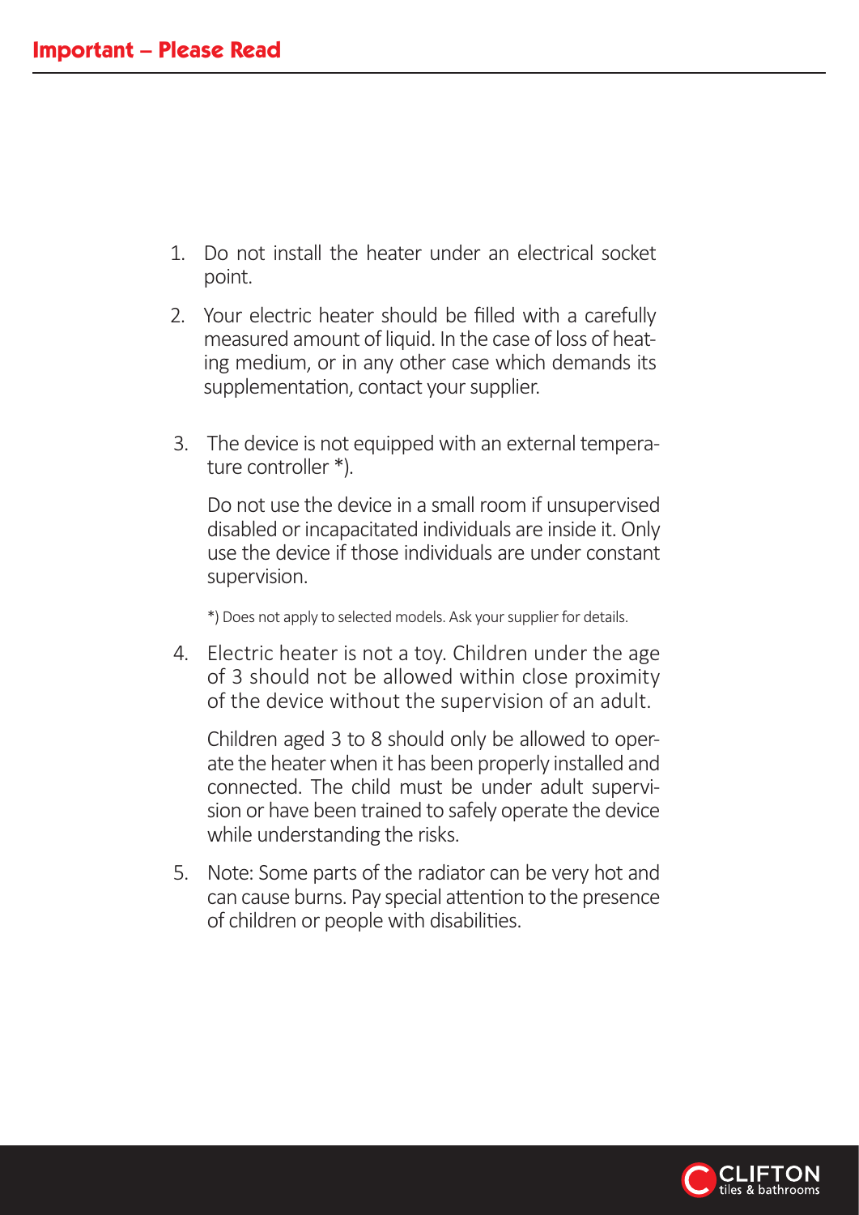## Important – Please Read

1. Do not install the heater under an electrical socket point.

2. Your electric heater should be filled with a carefully measured amount of liquid. In the case of loss of heating medium, or in any other case which demands its supplementation, contact your supplier.

3. The device is not equipped with an external temperature controller *).

   Do not use the device in a small room if unsupervised disabled or incapacitated individuals are inside it. Only use the device if those individuals are under constant supervision.

   *) Does not apply to selected models. Ask your supplier for details.

4. Electric heater is not a toy. Children under the age of 3 should not be allowed within close proximity of the device without the supervision of an adult.

   Children aged 3 to 8 should only be allowed to operate the heater when it has been properly installed and connected. The child must be under adult supervision or have been trained to safely operate the device while understanding the risks.

5. Note: Some parts of the radiator can be very hot and can cause burns. Pay special attention to the presence of children or people with disabilities.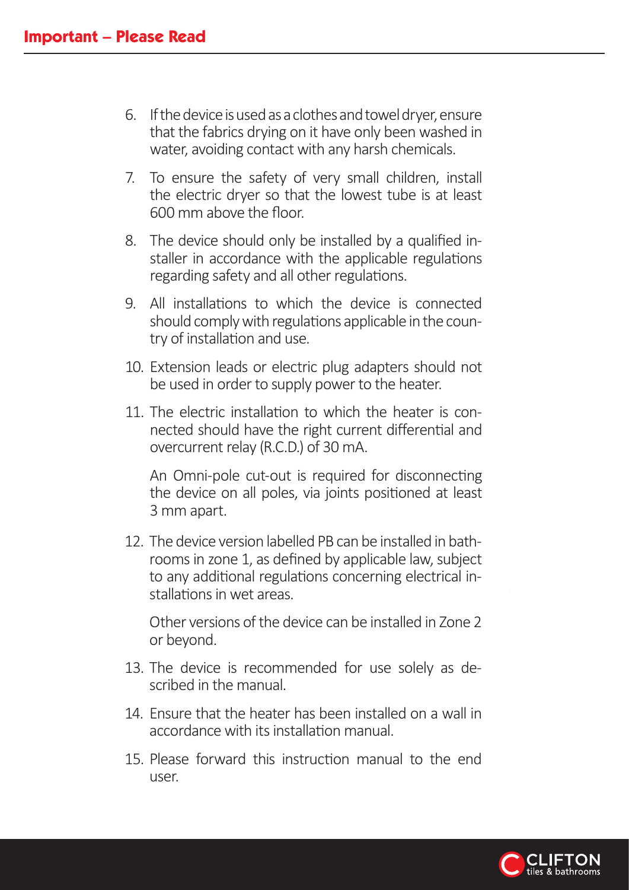## Important – Please Read

6. If the device is used as a clothes and towel dryer, ensure that the fabrics drying on it have only been washed in water, avoiding contact with any harsh chemicals.
7. To ensure the safety of very small children, install the electric dryer so that the lowest tube is at least 600 mm above the floor.
8. The device should only be installed by a qualified installer in accordance with the applicable regulations regarding safety and all other regulations.
9. All installations to which the device is connected should comply with regulations applicable in the country of installation and use.
10. Extension leads or electric plug adapters should not be used in order to supply power to the heater.
11. The electric installation to which the heater is connected should have the right current differential and overcurrent relay (R.C.D.) of 30 mA.

    An Omni-pole cut-out is required for disconnecting the device on all poles, via joints positioned at least 3 mm apart.

12. The device version labelled PB can be installed in bathrooms in zone 1, as defined by applicable law, subject to any additional regulations concerning electrical installations in wet areas.

    Other versions of the device can be installed in Zone 2 or beyond.

13. The device is recommended for use solely as described in the manual.
14. Ensure that the heater has been installed on a wall in accordance with its installation manual.
15. Please forward this instruction manual to the end user.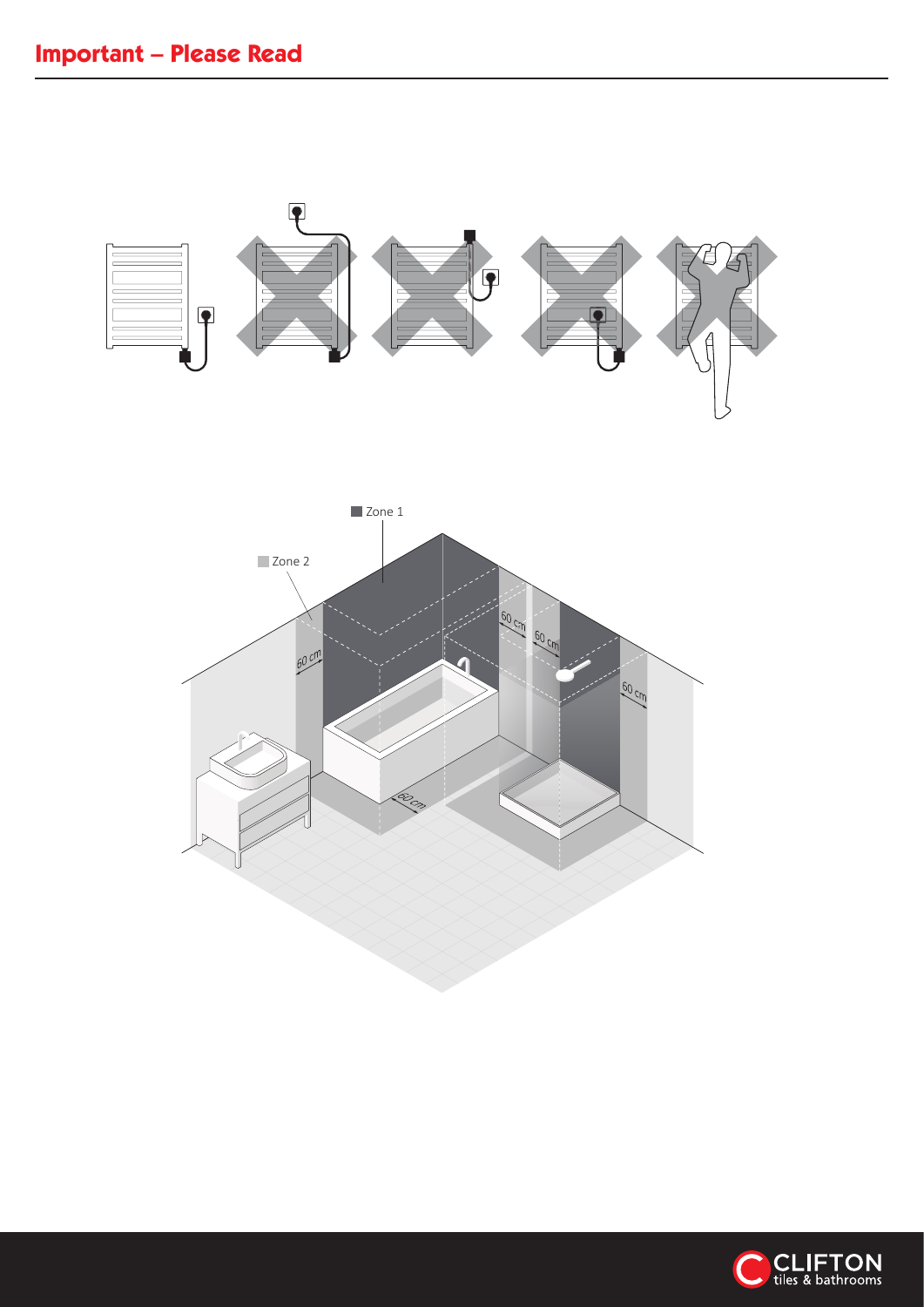# Important – Please Read

Zone 1

Zone 2

60 cm

60 cm

60 cm

60 cm

60 cm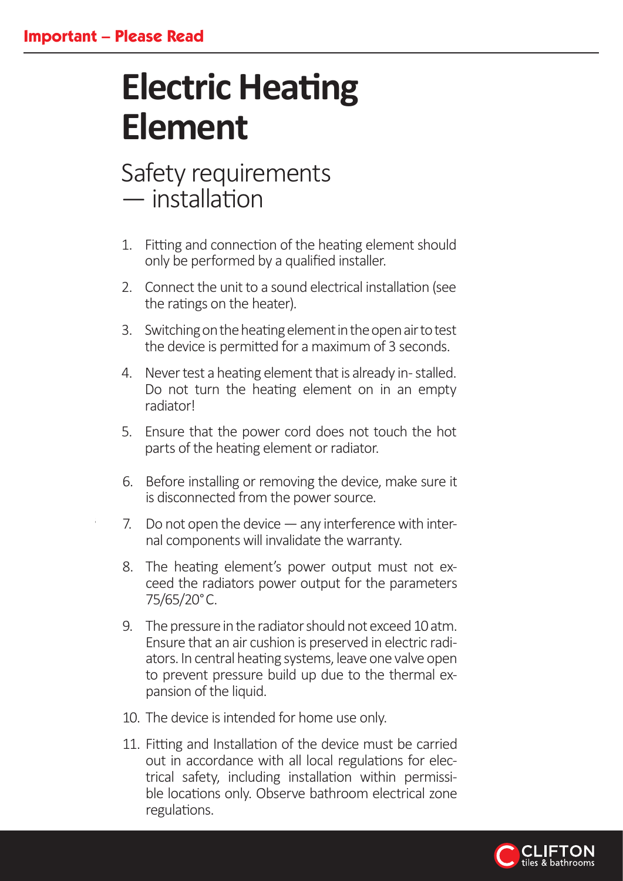**Important – Please Read**

# Electric Heating Element

## Safety requirements — installation

1. Fitting and connection of the heating element should only be performed by a qualified installer.
2. Connect the unit to a sound electrical installation (see the ratings on the heater).
3. Switching on the heating element in the open air to test the device is permitted for a maximum of 3 seconds.
4. Never test a heating element that is already in- stalled. Do not turn the heating element on in an empty radiator!
5. Ensure that the power cord does not touch the hot parts of the heating element or radiator.
6. Before installing or removing the device, make sure it is disconnected from the power source.
7. Do not open the device — any interference with internal components will invalidate the warranty.
8. The heating element's power output must not exceed the radiators power output for the parameters 75/65/20˚C.
9. The pressure in the radiator should not exceed 10 atm. Ensure that an air cushion is preserved in electric radiators. In central heating systems, leave one valve open to prevent pressure build up due to the thermal expansion of the liquid.
10. The device is intended for home use only.
11. Fitting and Installation of the device must be carried out in accordance with all local regulations for electrical safety, including installation within permissible locations only. Observe bathroom electrical zone regulations.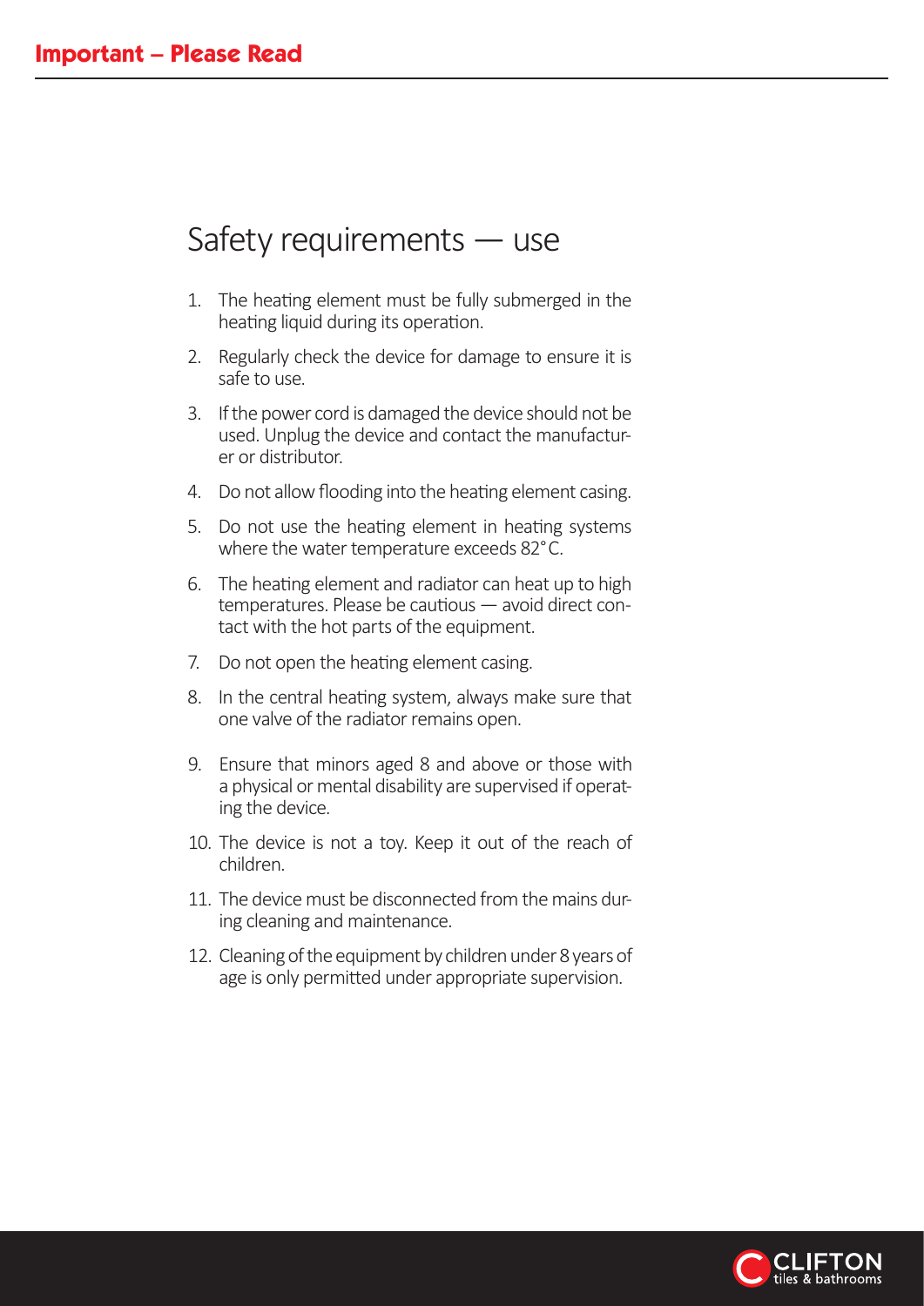**Important – Please Read**

## Safety requirements — use

1. The heating element must be fully submerged in the heating liquid during its operation.
2. Regularly check the device for damage to ensure it is safe to use.
3. If the power cord is damaged the device should not be used. Unplug the device and contact the manufacturer or distributor.
4. Do not allow flooding into the heating element casing.
5. Do not use the heating element in heating systems where the water temperature exceeds 82°C.
6. The heating element and radiator can heat up to high temperatures. Please be cautious — avoid direct contact with the hot parts of the equipment.
7. Do not open the heating element casing.
8. In the central heating system, always make sure that one valve of the radiator remains open.
9. Ensure that minors aged 8 and above or those with a physical or mental disability are supervised if operating the device.
10. The device is not a toy. Keep it out of the reach of children.
11. The device must be disconnected from the mains during cleaning and maintenance.
12. Cleaning of the equipment by children under 8 years of age is only permitted under appropriate supervision.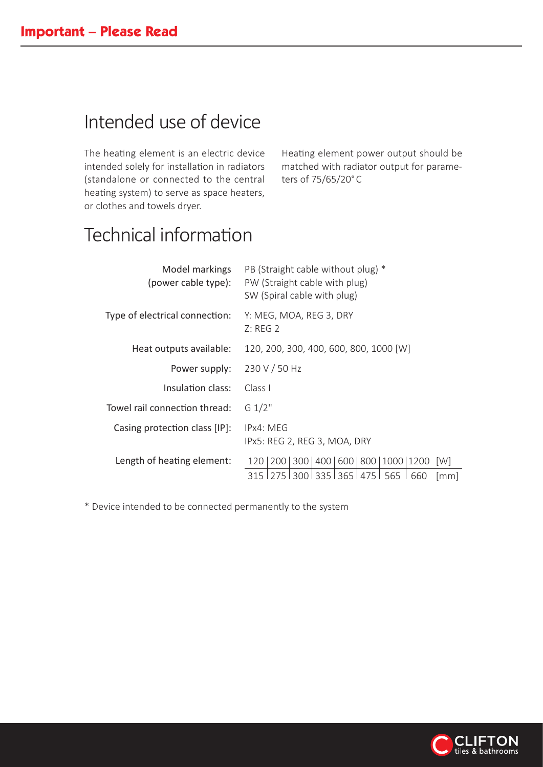## Important – Please Read

# Intended use of device

The heating element is an electric device intended solely for installation in radiators (standalone or connected to the central heating system) to serve as space heaters, or clothes and towels dryer.

Heating element power output should be matched with radiator output for parameters of 75/65/20°C

# Technical information

| | |
|---|---|
| Model markings (power cable type): | PB (Straight cable without plug) *<br>PW (Straight cable with plug)<br>SW (Spiral cable with plug) |
| Type of electrical connection: | Y: MEG, MOA, REG 3, DRY<br>Z: REG 2 |
| Heat outputs available: | 120, 200, 300, 400, 600, 800, 1000 [W] |
| Power supply: | 230 V / 50 Hz |
| Insulation class: | Class I |
| Towel rail connection thread: | G 1/2" |
| Casing protection class [IP]: | IPx4: MEG<br>IPx5: REG 2, REG 3, MOA, DRY |

Length of heating element:

| 120 | 200 | 300 | 400 | 600 | 800 | 1000 | 1200 | [W] |
|---|---|---|---|---|---|---|---|---|
| 315 | 275 | 300 | 335 | 365 | 475 | 565 | 660 | [mm] |

* Device intended to be connected permanently to the system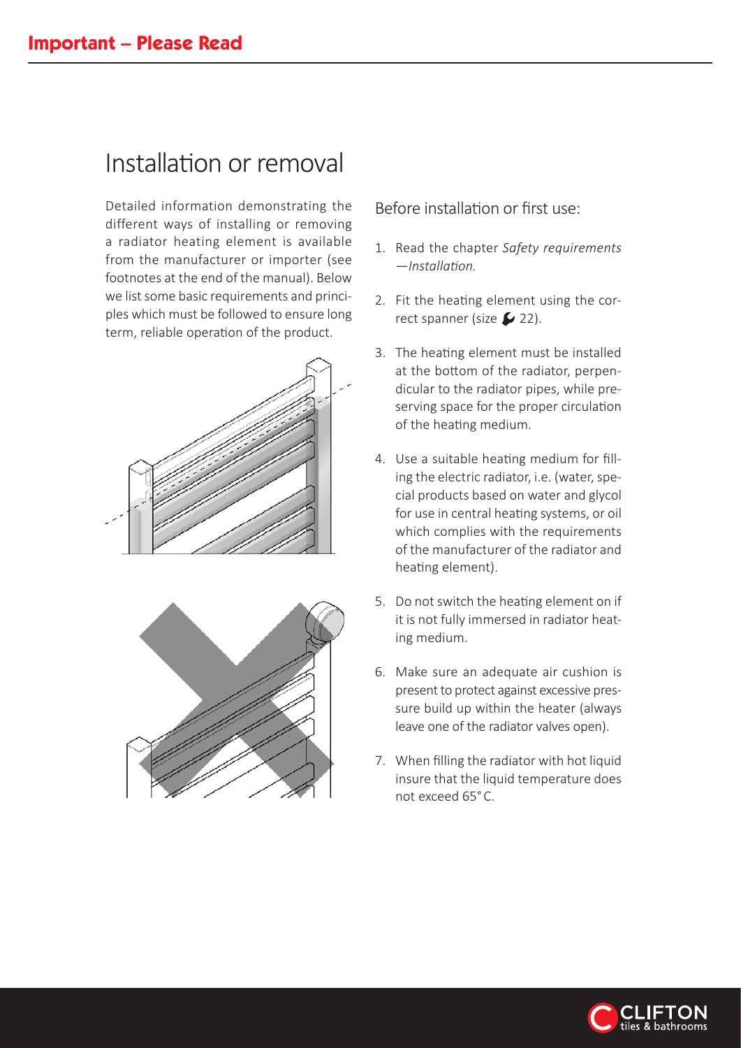# Important – Please Read

## Installation or removal

Detailed information demonstrating the different ways of installing or removing a radiator heating element is available from the manufacturer or importer (see footnotes at the end of the manual). Below we list some basic requirements and principles which must be followed to ensure long term, reliable operation of the product.

### Before installation or first use:

1. Read the chapter *Safety requirements —Installation.*
2. Fit the heating element using the correct spanner (size 22).
3. The heating element must be installed at the bottom of the radiator, perpendicular to the radiator pipes, while preserving space for the proper circulation of the heating medium.
4. Use a suitable heating medium for filling the electric radiator, i.e. (water, special products based on water and glycol for use in central heating systems, or oil which complies with the requirements of the manufacturer of the radiator and heating element).
5. Do not switch the heating element on if it is not fully immersed in radiator heating medium.
6. Make sure an adequate air cushion is present to protect against excessive pressure build up within the heater (always leave one of the radiator valves open).
7. When filling the radiator with hot liquid insure that the liquid temperature does not exceed 65° C.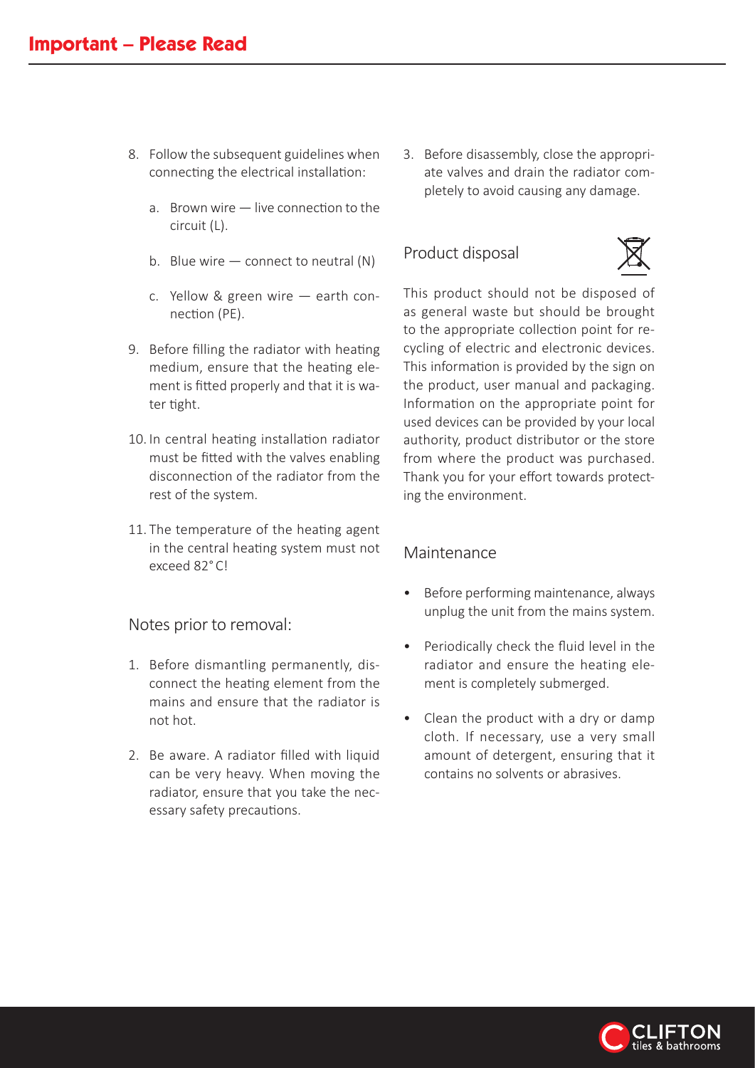# Important – Please Read

8. Follow the subsequent guidelines when connecting the electrical installation:

   a. Brown wire — live connection to the circuit (L).

   b. Blue wire — connect to neutral (N)

   c. Yellow & green wire — earth connection (PE).

9. Before filling the radiator with heating medium, ensure that the heating element is fitted properly and that it is water tight.

10. In central heating installation radiator must be fitted with the valves enabling disconnection of the radiator from the rest of the system.

11. The temperature of the heating agent in the central heating system must not exceed 82° C!

## Notes prior to removal:

1. Before dismantling permanently, disconnect the heating element from the mains and ensure that the radiator is not hot.

2. Be aware. A radiator filled with liquid can be very heavy. When moving the radiator, ensure that you take the necessary safety precautions.

3. Before disassembly, close the appropriate valves and drain the radiator completely to avoid causing any damage.

## Product disposal

This product should not be disposed of as general waste but should be brought to the appropriate collection point for recycling of electric and electronic devices. This information is provided by the sign on the product, user manual and packaging. Information on the appropriate point for used devices can be provided by your local authority, product distributor or the store from where the product was purchased. Thank you for your effort towards protecting the environment.

## Maintenance

- Before performing maintenance, always unplug the unit from the mains system.
- Periodically check the fluid level in the radiator and ensure the heating element is completely submerged.
- Clean the product with a dry or damp cloth. If necessary, use a very small amount of detergent, ensuring that it contains no solvents or abrasives.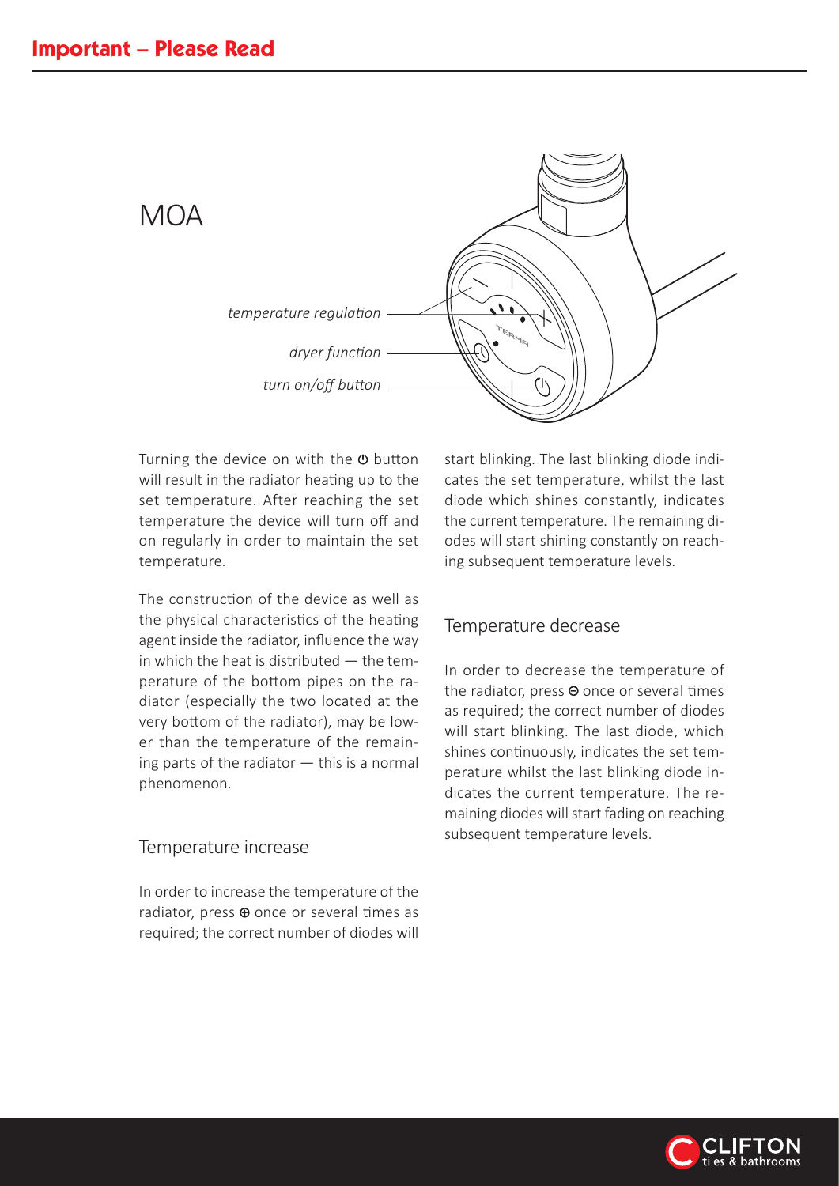## Important – Please Read

# MOA

*temperature regulation*

*dryer function*

*turn on/off button*

Turning the device on with the ⏻ button will result in the radiator heating up to the set temperature. After reaching the set temperature the device will turn off and on regularly in order to maintain the set temperature.

The construction of the device as well as the physical characteristics of the heating agent inside the radiator, influence the way in which the heat is distributed — the temperature of the bottom pipes on the radiator (especially the two located at the very bottom of the radiator), may be lower than the temperature of the remaining parts of the radiator — this is a normal phenomenon.

### Temperature increase

In order to increase the temperature of the radiator, press ⊕ once or several times as required; the correct number of diodes will start blinking. The last blinking diode indicates the set temperature, whilst the last diode which shines constantly, indicates the current temperature. The remaining diodes will start shining constantly on reaching subsequent temperature levels.

### Temperature decrease

In order to decrease the temperature of the radiator, press ⊖ once or several times as required; the correct number of diodes will start blinking. The last diode, which shines continuously, indicates the set temperature whilst the last blinking diode indicates the current temperature. The remaining diodes will start fading on reaching subsequent temperature levels.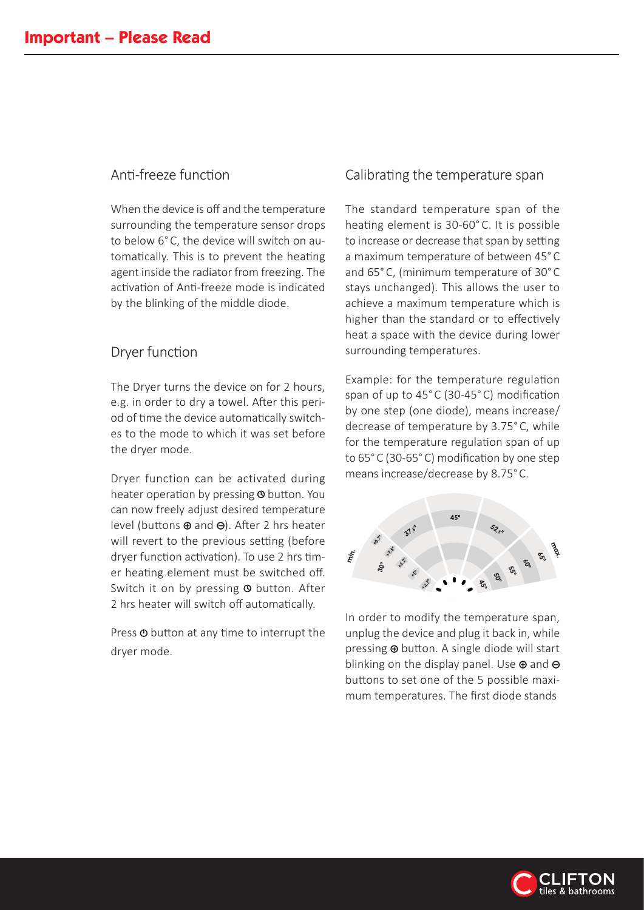# Important – Please Read

## Anti-freeze function

When the device is off and the temperature surrounding the temperature sensor drops to below 6° C, the device will switch on automatically. This is to prevent the heating agent inside the radiator from freezing. The activation of Anti-freeze mode is indicated by the blinking of the middle diode.

## Dryer function

The Dryer turns the device on for 2 hours, e.g. in order to dry a towel. After this period of time the device automatically switches to the mode to which it was set before the dryer mode.

Dryer function can be activated during heater operation by pressing ⏲ button. You can now freely adjust desired temperature level (buttons ⊕ and ⊖). After 2 hrs heater will revert to the previous setting (before dryer function activation). To use 2 hrs timer heating element must be switched off. Switch it on by pressing ⏲ button. After 2 hrs heater will switch off automatically.

Press ⏻ button at any time to interrupt the dryer mode.

## Calibrating the temperature span

The standard temperature span of the heating element is 30-60° C. It is possible to increase or decrease that span by setting a maximum temperature of between 45° C and 65° C, (minimum temperature of 30° C stays unchanged). This allows the user to achieve a maximum temperature which is higher than the standard or to effectively heat a space with the device during lower surrounding temperatures.

Example: for the temperature regulation span of up to 45° C (30-45° C) modification by one step (one diode), means increase/decrease of temperature by 3.75° C, while for the temperature regulation span of up to 65° C (30-65° C) modification by one step means increase/decrease by 8.75° C.

In order to modify the temperature span, unplug the device and plug it back in, while pressing ⊕ button. A single diode will start blinking on the display panel. Use ⊕ and ⊖ buttons to set one of the 5 possible maximum temperatures. The first diode stands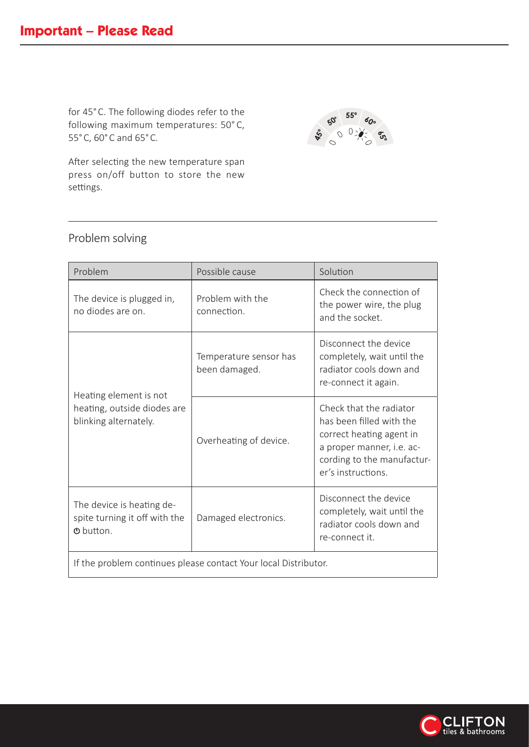## Important – Please Read

for 45° C. The following diodes refer to the following maximum temperatures: 50° C, 55° C, 60° C and 65° C.

45° 50° 55° 60° 65°

After selecting the new temperature span press on/off button to store the new settings.

### Problem solving

| Problem | Possible cause | Solution |
| --- | --- | --- |
| The device is plugged in, no diodes are on. | Problem with the connection. | Check the connection of the power wire, the plug and the socket. |
| Heating element is not heating, outside diodes are blinking alternately. | Temperature sensor has been damaged. | Disconnect the device completely, wait until the radiator cools down and re-connect it again. |
| | Overheating of device. | Check that the radiator has been filled with the correct heating agent in a proper manner, i.e. according to the manufacturer's instructions. |
| The device is heating despite turning it off with the ⏻ button. | Damaged electronics. | Disconnect the device completely, wait until the radiator cools down and re-connect it. |
| If the problem continues please contact Your local Distributor. | | |